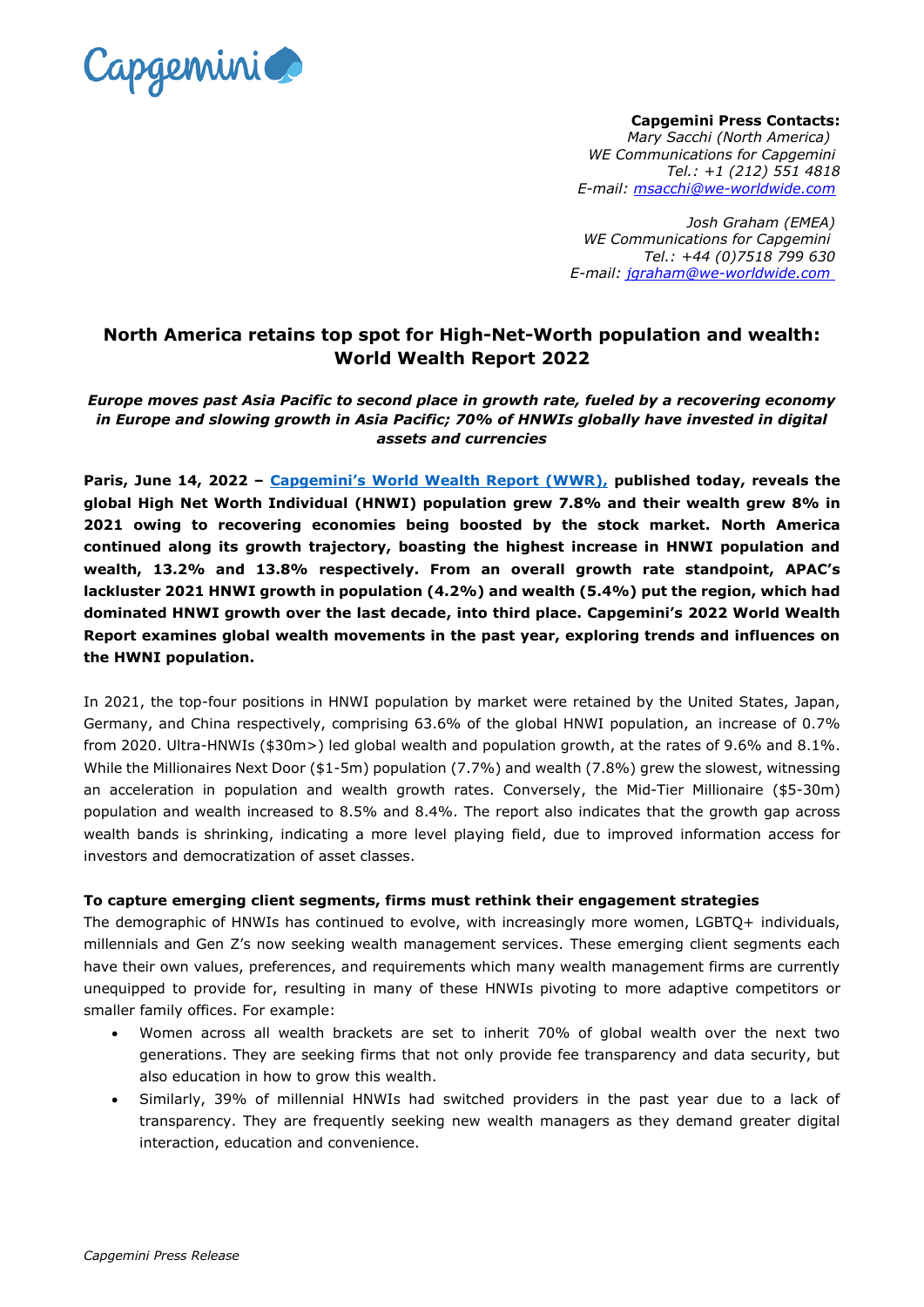**Capgemini Press Contacts:**
*Mary Sacchi (North America)*
*WE Communications for Capgemini*
*Tel.: +1 (212) 551 4818*
*E-mail: msacchi@we-worldwide.com*

*Josh Graham (EMEA)*
*WE Communications for Capgemini*
*Tel.: +44 (0)7518 799 630*
*E-mail: jgraham@we-worldwide.com*

# North America retains top spot for High-Net-Worth population and wealth: World Wealth Report 2022

***Europe moves past Asia Pacific to second place in growth rate, fueled by a recovering economy in Europe and slowing growth in Asia Pacific; 70% of HNWIs globally have invested in digital assets and currencies***

**Paris, June 14, 2022 – Capgemini's World Wealth Report (WWR), published today, reveals the global High Net Worth Individual (HNWI) population grew 7.8% and their wealth grew 8% in 2021 owing to recovering economies being boosted by the stock market. North America continued along its growth trajectory, boasting the highest increase in HNWI population and wealth, 13.2% and 13.8% respectively. From an overall growth rate standpoint, APAC's lackluster 2021 HNWI growth in population (4.2%) and wealth (5.4%) put the region, which had dominated HNWI growth over the last decade, into third place. Capgemini's 2022 World Wealth Report examines global wealth movements in the past year, exploring trends and influences on the HWNI population.**

In 2021, the top-four positions in HNWI population by market were retained by the United States, Japan, Germany, and China respectively, comprising 63.6% of the global HNWI population, an increase of 0.7% from 2020. Ultra-HNWIs ($30m>) led global wealth and population growth, at the rates of 9.6% and 8.1%. While the Millionaires Next Door ($1-5m) population (7.7%) and wealth (7.8%) grew the slowest, witnessing an acceleration in population and wealth growth rates. Conversely, the Mid-Tier Millionaire ($5-30m) population and wealth increased to 8.5% and 8.4%. The report also indicates that the growth gap across wealth bands is shrinking, indicating a more level playing field, due to improved information access for investors and democratization of asset classes.

**To capture emerging client segments, firms must rethink their engagement strategies**

The demographic of HNWIs has continued to evolve, with increasingly more women, LGBTQ+ individuals, millennials and Gen Z's now seeking wealth management services. These emerging client segments each have their own values, preferences, and requirements which many wealth management firms are currently unequipped to provide for, resulting in many of these HNWIs pivoting to more adaptive competitors or smaller family offices. For example:

- Women across all wealth brackets are set to inherit 70% of global wealth over the next two generations. They are seeking firms that not only provide fee transparency and data security, but also education in how to grow this wealth.
- Similarly, 39% of millennial HNWIs had switched providers in the past year due to a lack of transparency. They are frequently seeking new wealth managers as they demand greater digital interaction, education and convenience.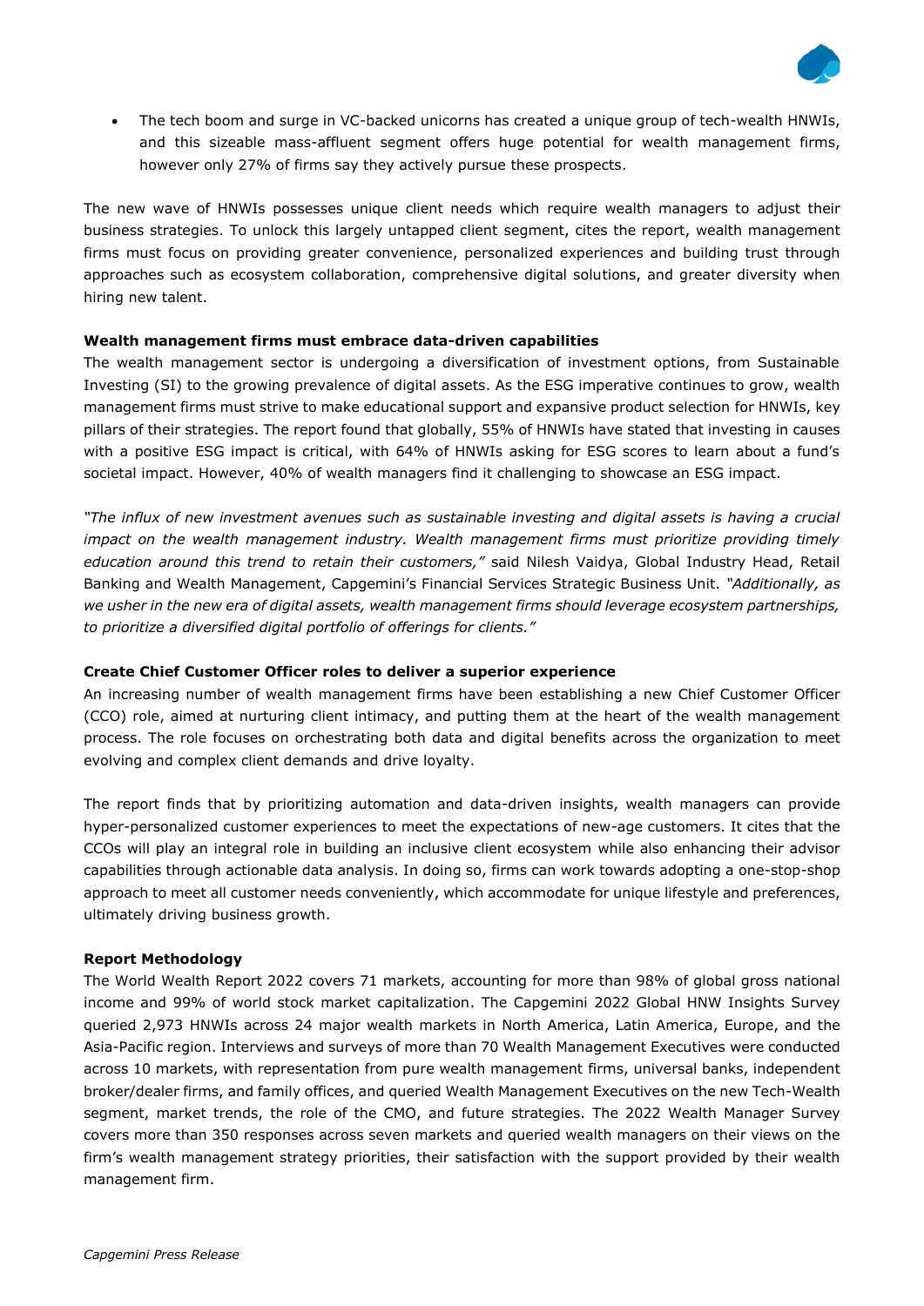- The tech boom and surge in VC-backed unicorns has created a unique group of tech-wealth HNWIs, and this sizeable mass-affluent segment offers huge potential for wealth management firms, however only 27% of firms say they actively pursue these prospects.

The new wave of HNWIs possesses unique client needs which require wealth managers to adjust their business strategies. To unlock this largely untapped client segment, cites the report, wealth management firms must focus on providing greater convenience, personalized experiences and building trust through approaches such as ecosystem collaboration, comprehensive digital solutions, and greater diversity when hiring new talent.

**Wealth management firms must embrace data-driven capabilities**

The wealth management sector is undergoing a diversification of investment options, from Sustainable Investing (SI) to the growing prevalence of digital assets. As the ESG imperative continues to grow, wealth management firms must strive to make educational support and expansive product selection for HNWIs, key pillars of their strategies. The report found that globally, 55% of HNWIs have stated that investing in causes with a positive ESG impact is critical, with 64% of HNWIs asking for ESG scores to learn about a fund's societal impact. However, 40% of wealth managers find it challenging to showcase an ESG impact.

*"The influx of new investment avenues such as sustainable investing and digital assets is having a crucial impact on the wealth management industry. Wealth management firms must prioritize providing timely education around this trend to retain their customers,"* said Nilesh Vaidya, Global Industry Head, Retail Banking and Wealth Management, Capgemini's Financial Services Strategic Business Unit. *"Additionally, as we usher in the new era of digital assets, wealth management firms should leverage ecosystem partnerships, to prioritize a diversified digital portfolio of offerings for clients."*

**Create Chief Customer Officer roles to deliver a superior experience**

An increasing number of wealth management firms have been establishing a new Chief Customer Officer (CCO) role, aimed at nurturing client intimacy, and putting them at the heart of the wealth management process. The role focuses on orchestrating both data and digital benefits across the organization to meet evolving and complex client demands and drive loyalty.

The report finds that by prioritizing automation and data-driven insights, wealth managers can provide hyper-personalized customer experiences to meet the expectations of new-age customers. It cites that the CCOs will play an integral role in building an inclusive client ecosystem while also enhancing their advisor capabilities through actionable data analysis. In doing so, firms can work towards adopting a one-stop-shop approach to meet all customer needs conveniently, which accommodate for unique lifestyle and preferences, ultimately driving business growth.

**Report Methodology**

The World Wealth Report 2022 covers 71 markets, accounting for more than 98% of global gross national income and 99% of world stock market capitalization. The Capgemini 2022 Global HNW Insights Survey queried 2,973 HNWIs across 24 major wealth markets in North America, Latin America, Europe, and the Asia-Pacific region. Interviews and surveys of more than 70 Wealth Management Executives were conducted across 10 markets, with representation from pure wealth management firms, universal banks, independent broker/dealer firms, and family offices, and queried Wealth Management Executives on the new Tech-Wealth segment, market trends, the role of the CMO, and future strategies. The 2022 Wealth Manager Survey covers more than 350 responses across seven markets and queried wealth managers on their views on the firm's wealth management strategy priorities, their satisfaction with the support provided by their wealth management firm.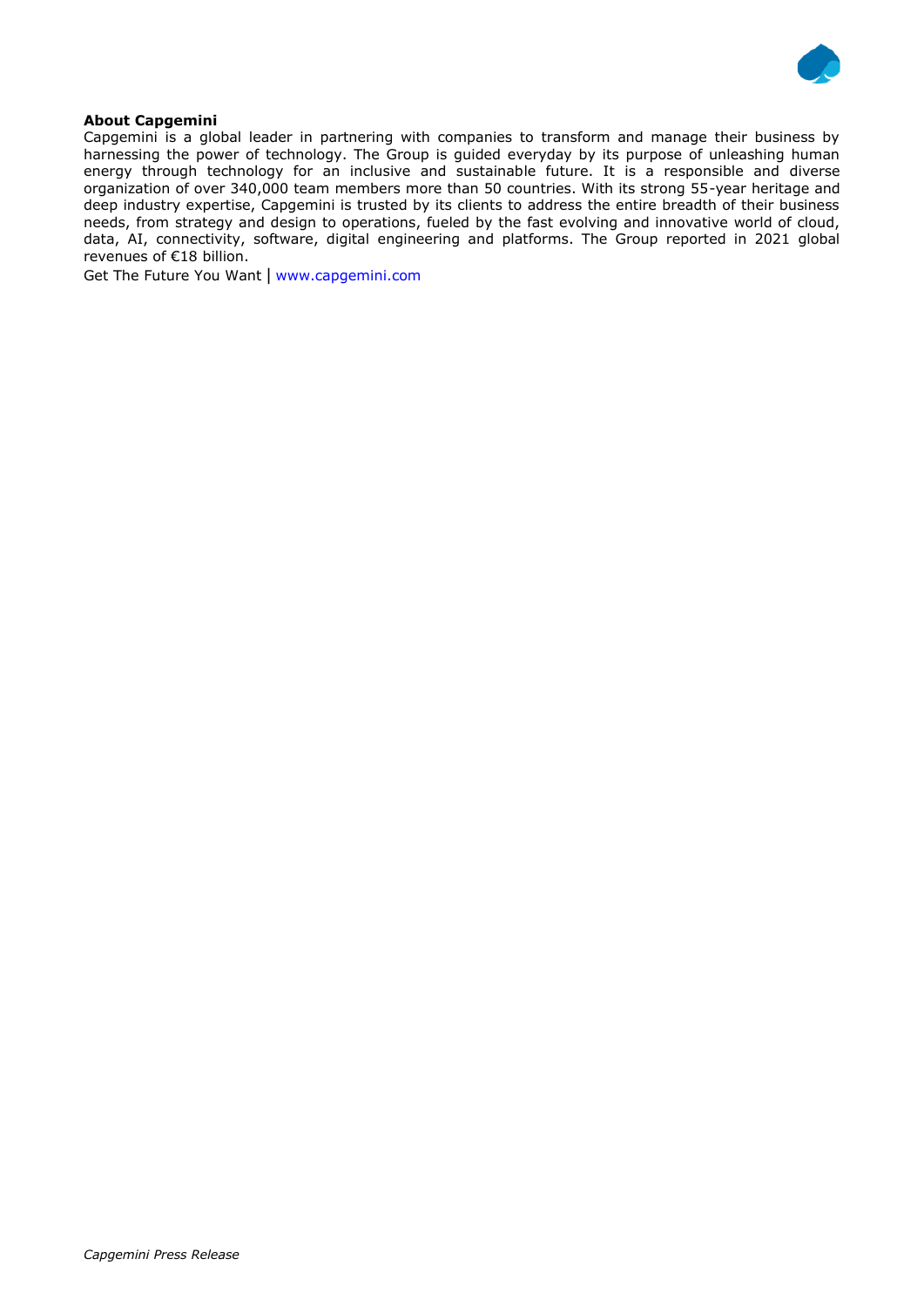**About Capgemini**

Capgemini is a global leader in partnering with companies to transform and manage their business by harnessing the power of technology. The Group is guided everyday by its purpose of unleashing human energy through technology for an inclusive and sustainable future. It is a responsible and diverse organization of over 340,000 team members more than 50 countries. With its strong 55-year heritage and deep industry expertise, Capgemini is trusted by its clients to address the entire breadth of their business needs, from strategy and design to operations, fueled by the fast evolving and innovative world of cloud, data, AI, connectivity, software, digital engineering and platforms. The Group reported in 2021 global revenues of €18 billion.

Get The Future You Want | www.capgemini.com